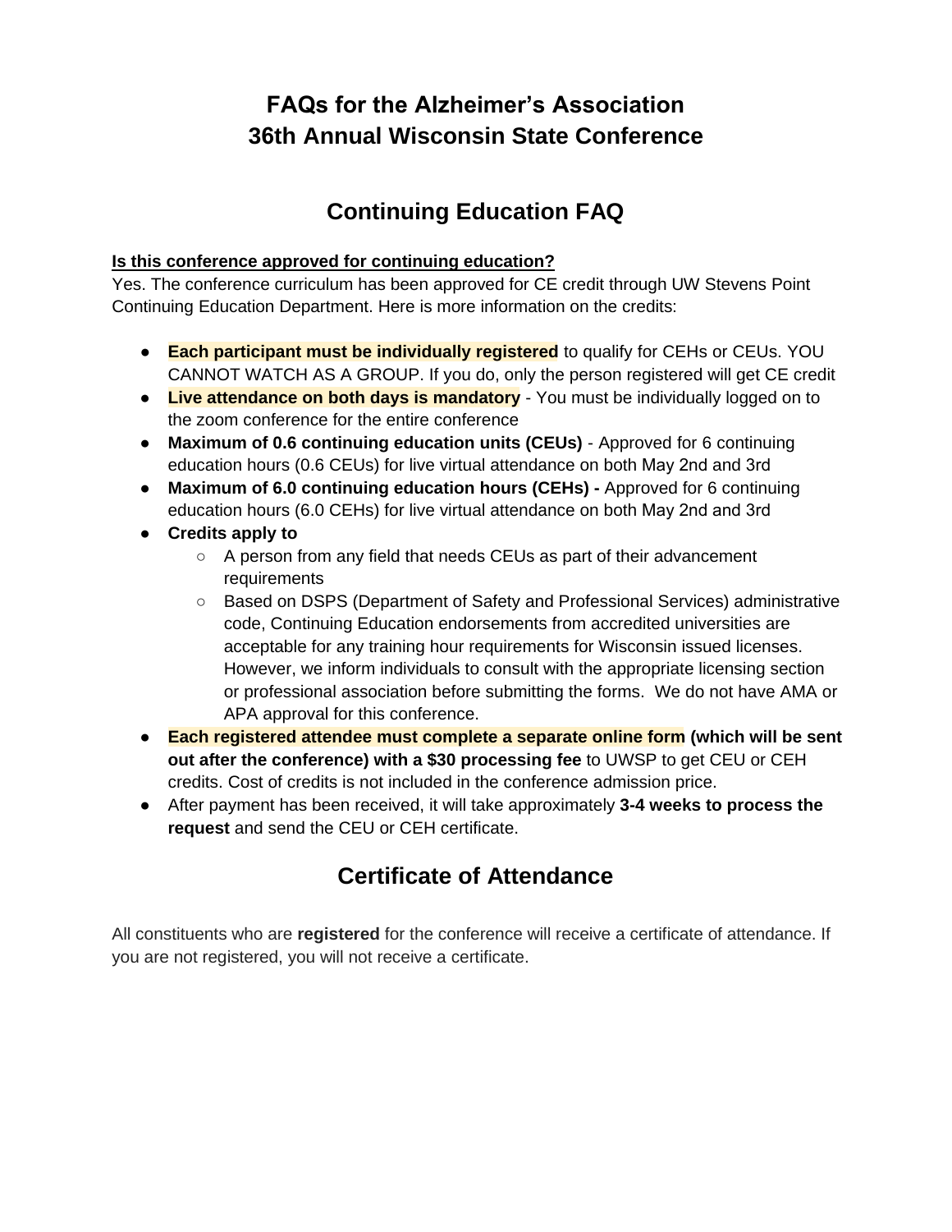# FAQs for the Alzheimer's Association
# 36th Annual Wisconsin State Conference

## Continuing Education FAQ

**Is this conference approved for continuing education?**

Yes. The conference curriculum has been approved for CE credit through UW Stevens Point Continuing Education Department. Here is more information on the credits:

- **Each participant must be individually registered** to qualify for CEHs or CEUs. YOU CANNOT WATCH AS A GROUP. If you do, only the person registered will get CE credit
- **Live attendance on both days is mandatory** - You must be individually logged on to the zoom conference for the entire conference
- **Maximum of 0.6 continuing education units (CEUs)** - Approved for 6 continuing education hours (0.6 CEUs) for live virtual attendance on both May 2nd and 3rd
- **Maximum of 6.0 continuing education hours (CEHs) -** Approved for 6 continuing education hours (6.0 CEHs) for live virtual attendance on both May 2nd and 3rd
- **Credits apply to**
  - A person from any field that needs CEUs as part of their advancement requirements
  - Based on DSPS (Department of Safety and Professional Services) administrative code, Continuing Education endorsements from accredited universities are acceptable for any training hour requirements for Wisconsin issued licenses. However, we inform individuals to consult with the appropriate licensing section or professional association before submitting the forms. We do not have AMA or APA approval for this conference.
- **Each registered attendee must complete a separate online form (which will be sent out after the conference) with a $30 processing fee** to UWSP to get CEU or CEH credits. Cost of credits is not included in the conference admission price.
- After payment has been received, it will take approximately **3-4 weeks to process the request** and send the CEU or CEH certificate.

## Certificate of Attendance

All constituents who are **registered** for the conference will receive a certificate of attendance. If you are not registered, you will not receive a certificate.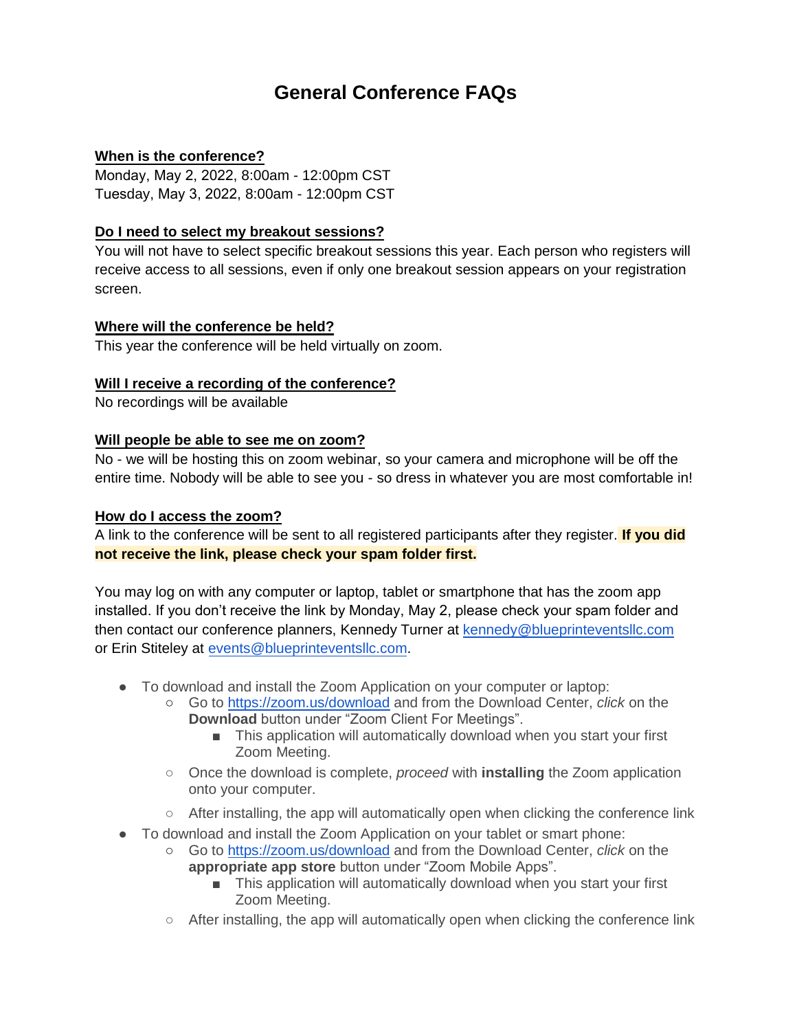# General Conference FAQs

**When is the conference?**

Monday, May 2, 2022, 8:00am - 12:00pm CST
Tuesday, May 3, 2022, 8:00am - 12:00pm CST

**Do I need to select my breakout sessions?**

You will not have to select specific breakout sessions this year. Each person who registers will receive access to all sessions, even if only one breakout session appears on your registration screen.

**Where will the conference be held?**

This year the conference will be held virtually on zoom.

**Will I receive a recording of the conference?**

No recordings will be available

**Will people be able to see me on zoom?**

No - we will be hosting this on zoom webinar, so your camera and microphone will be off the entire time. Nobody will be able to see you - so dress in whatever you are most comfortable in!

**How do I access the zoom?**

A link to the conference will be sent to all registered participants after they register. **If you did not receive the link, please check your spam folder first.**

You may log on with any computer or laptop, tablet or smartphone that has the zoom app installed. If you don't receive the link by Monday, May 2, please check your spam folder and then contact our conference planners, Kennedy Turner at kennedy@blueprinteventsllc.com or Erin Stiteley at events@blueprinteventsllc.com.

- To download and install the Zoom Application on your computer or laptop:
  - Go to https://zoom.us/download and from the Download Center, *click* on the **Download** button under "Zoom Client For Meetings".
    - This application will automatically download when you start your first Zoom Meeting.
  - Once the download is complete, *proceed* with **installing** the Zoom application onto your computer.
  - After installing, the app will automatically open when clicking the conference link
- To download and install the Zoom Application on your tablet or smart phone:
  - Go to https://zoom.us/download and from the Download Center, *click* on the **appropriate app store** button under "Zoom Mobile Apps".
    - This application will automatically download when you start your first Zoom Meeting.
  - After installing, the app will automatically open when clicking the conference link